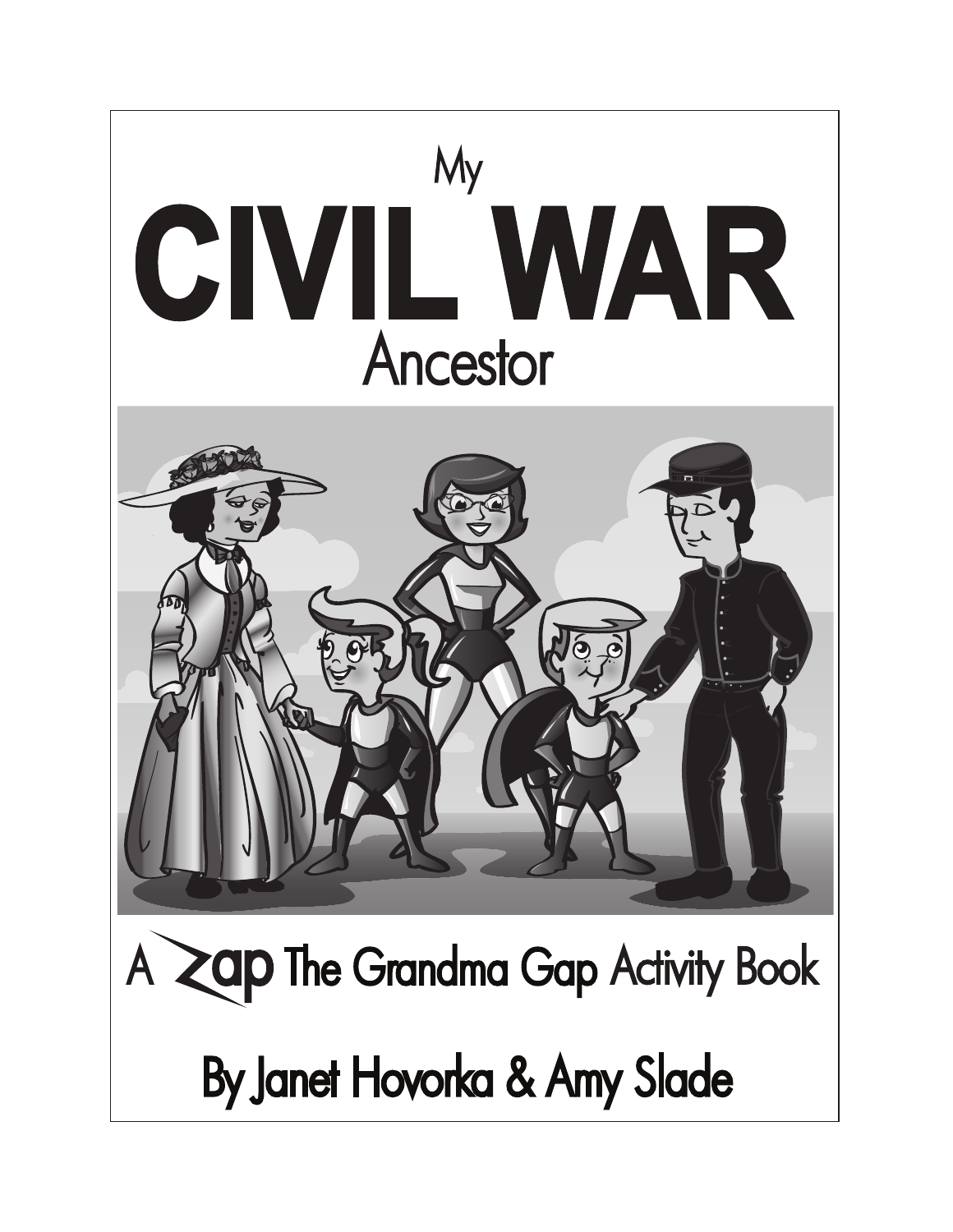My

# CIVIL WAR

Ancestor

A Zap The Grandma Gap Activity Book

By Janet Hovorka & Amy Slade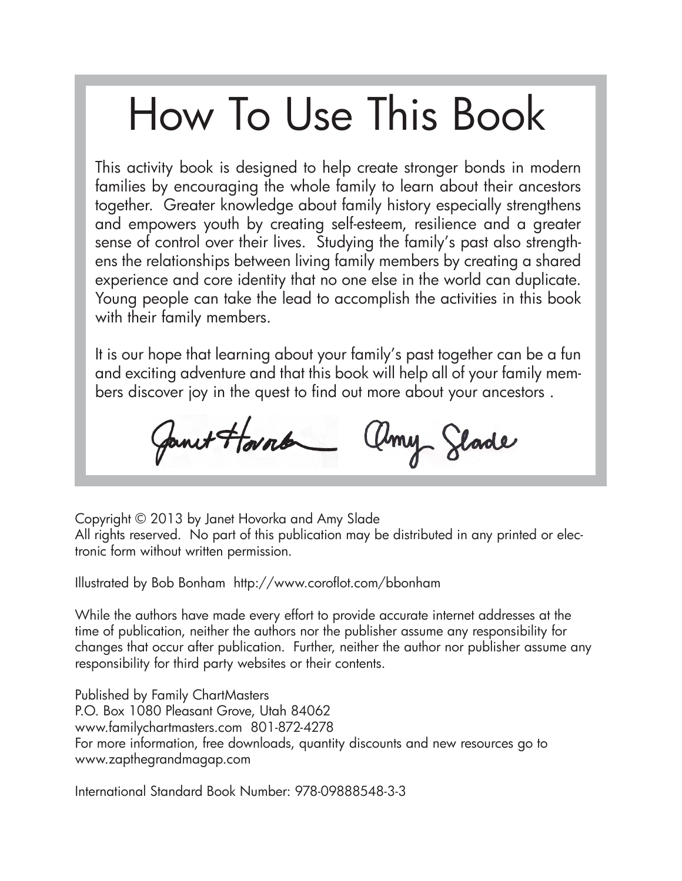# How To Use This Book

This activity book is designed to help create stronger bonds in modern families by encouraging the whole family to learn about their ancestors together. Greater knowledge about family history especially strengthens and empowers youth by creating self-esteem, resilience and a greater sense of control over their lives. Studying the family's past also strengthens the relationships between living family members by creating a shared experience and core identity that no one else in the world can duplicate. Young people can take the lead to accomplish the activities in this book with their family members.

It is our hope that learning about your family's past together can be a fun and exciting adventure and that this book will help all of your family members discover joy in the quest to find out more about your ancestors .

Janet Hovorka Amy Slade

Copyright © 2013 by Janet Hovorka and Amy Slade
All rights reserved. No part of this publication may be distributed in any printed or electronic form without written permission.

Illustrated by Bob Bonham http://www.coroflot.com/bbonham

While the authors have made every effort to provide accurate internet addresses at the time of publication, neither the authors nor the publisher assume any responsibility for changes that occur after publication. Further, neither the author nor publisher assume any responsibility for third party websites or their contents.

Published by Family ChartMasters
P.O. Box 1080 Pleasant Grove, Utah 84062
www.familychartmasters.com 801-872-4278
For more information, free downloads, quantity discounts and new resources go to www.zapthegrandmagap.com

International Standard Book Number: 978-09888548-3-3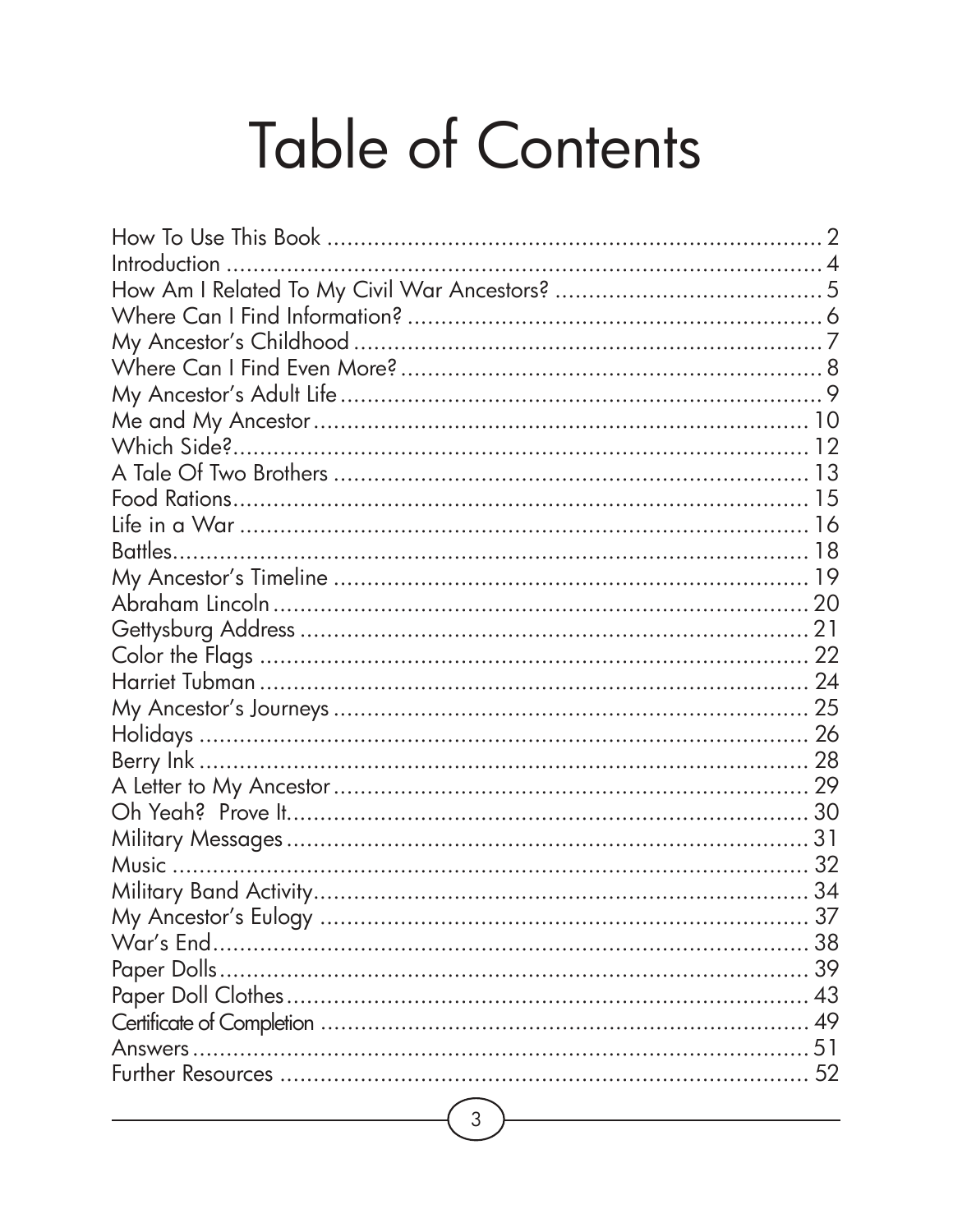# Table of Contents

| | |
|---|---|
| How To Use This Book | 2 |
| Introduction | 4 |
| How Am I Related To My Civil War Ancestors? | 5 |
| Where Can I Find Information? | 6 |
| My Ancestor's Childhood | 7 |
| Where Can I Find Even More? | 8 |
| My Ancestor's Adult Life | 9 |
| Me and My Ancestor | 10 |
| Which Side? | 12 |
| A Tale Of Two Brothers | 13 |
| Food Rations | 15 |
| Life in a War | 16 |
| Battles | 18 |
| My Ancestor's Timeline | 19 |
| Abraham Lincoln | 20 |
| Gettysburg Address | 21 |
| Color the Flags | 22 |
| Harriet Tubman | 24 |
| My Ancestor's Journeys | 25 |
| Holidays | 26 |
| Berry Ink | 28 |
| A Letter to My Ancestor | 29 |
| Oh Yeah? Prove It. | 30 |
| Military Messages | 31 |
| Music | 32 |
| Military Band Activity | 34 |
| My Ancestor's Eulogy | 37 |
| War's End | 38 |
| Paper Dolls | 39 |
| Paper Doll Clothes | 43 |
| Certificate of Completion | 49 |
| Answers | 51 |
| Further Resources | 52 |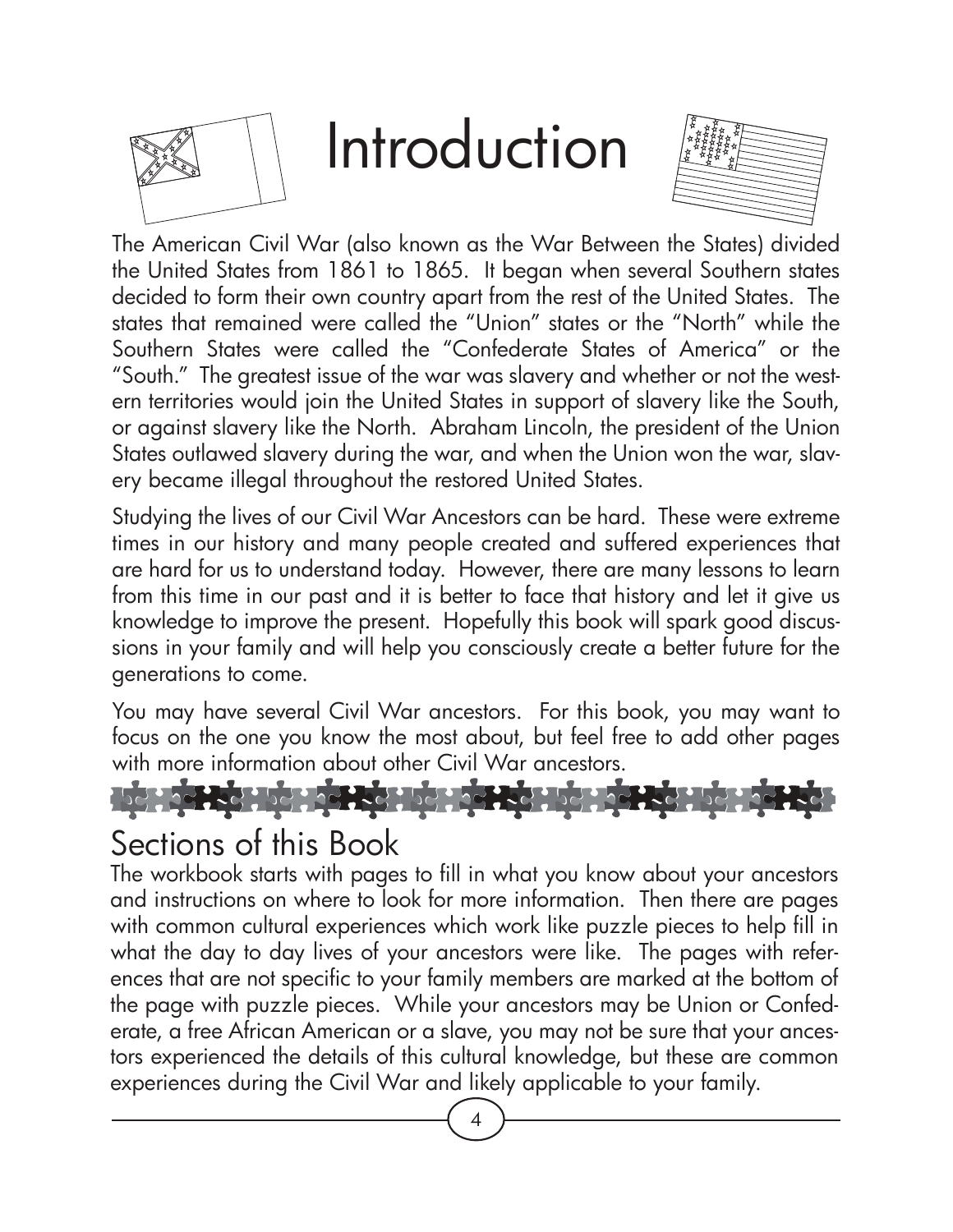# Introduction

The American Civil War (also known as the War Between the States) divided the United States from 1861 to 1865. It began when several Southern states decided to form their own country apart from the rest of the United States. The states that remained were called the "Union" states or the "North" while the Southern States were called the "Confederate States of America" or the "South." The greatest issue of the war was slavery and whether or not the western territories would join the United States in support of slavery like the South, or against slavery like the North. Abraham Lincoln, the president of the Union States outlawed slavery during the war, and when the Union won the war, slavery became illegal throughout the restored United States.

Studying the lives of our Civil War Ancestors can be hard. These were extreme times in our history and many people created and suffered experiences that are hard for us to understand today. However, there are many lessons to learn from this time in our past and it is better to face that history and let it give us knowledge to improve the present. Hopefully this book will spark good discussions in your family and will help you consciously create a better future for the generations to come.

You may have several Civil War ancestors. For this book, you may want to focus on the one you know the most about, but feel free to add other pages with more information about other Civil War ancestors.

## Sections of this Book

The workbook starts with pages to fill in what you know about your ancestors and instructions on where to look for more information. Then there are pages with common cultural experiences which work like puzzle pieces to help fill in what the day to day lives of your ancestors were like. The pages with references that are not specific to your family members are marked at the bottom of the page with puzzle pieces. While your ancestors may be Union or Confederate, a free African American or a slave, you may not be sure that your ancestors experienced the details of this cultural knowledge, but these are common experiences during the Civil War and likely applicable to your family.